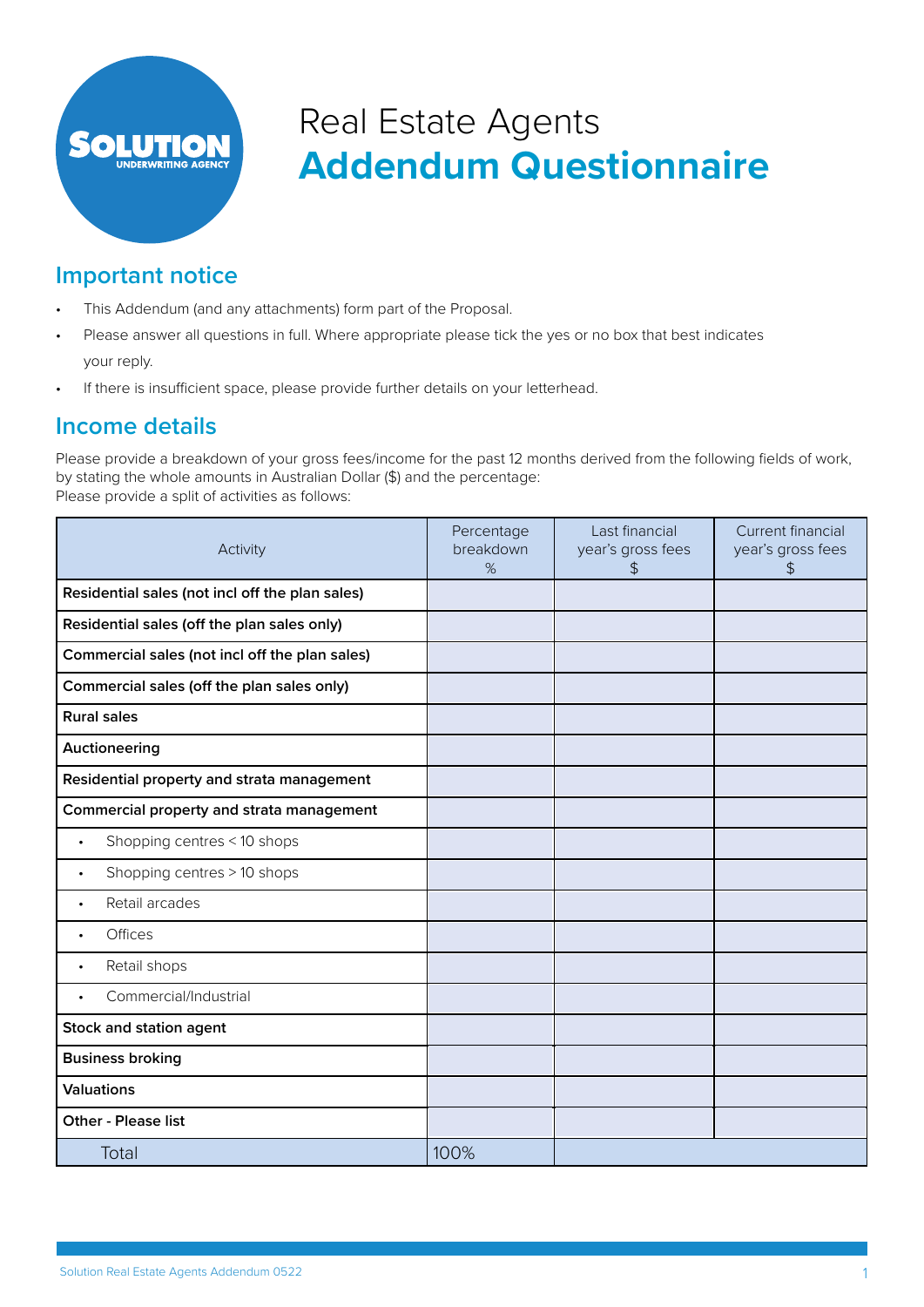# Real Estate Agents
# **Addendum Questionnaire**

## Important notice

- This Addendum (and any attachments) form part of the Proposal.
- Please answer all questions in full. Where appropriate please tick the yes or no box that best indicates your reply.
- If there is insufficient space, please provide further details on your letterhead.

## Income details

Please provide a breakdown of your gross fees/income for the past 12 months derived from the following fields of work, by stating the whole amounts in Australian Dollar ($) and the percentage:
Please provide a split of activities as follows:

| Activity | Percentage breakdown % | Last financial year's gross fees $ | Current financial year's gross fees $ |
|---|---|---|---|
| **Residential sales (not incl off the plan sales)** | | | |
| **Residential sales (off the plan sales only)** | | | |
| **Commercial sales (not incl off the plan sales)** | | | |
| **Commercial sales (off the plan sales only)** | | | |
| **Rural sales** | | | |
| **Auctioneering** | | | |
| **Residential property and strata management** | | | |
| **Commercial property and strata management** | | | |
| • Shopping centres < 10 shops | | | |
| • Shopping centres > 10 shops | | | |
| • Retail arcades | | | |
| • Offices | | | |
| • Retail shops | | | |
| • Commercial/Industrial | | | |
| **Stock and station agent** | | | |
| **Business broking** | | | |
| **Valuations** | | | |
| **Other - Please list** | | | |
| Total | 100% | | |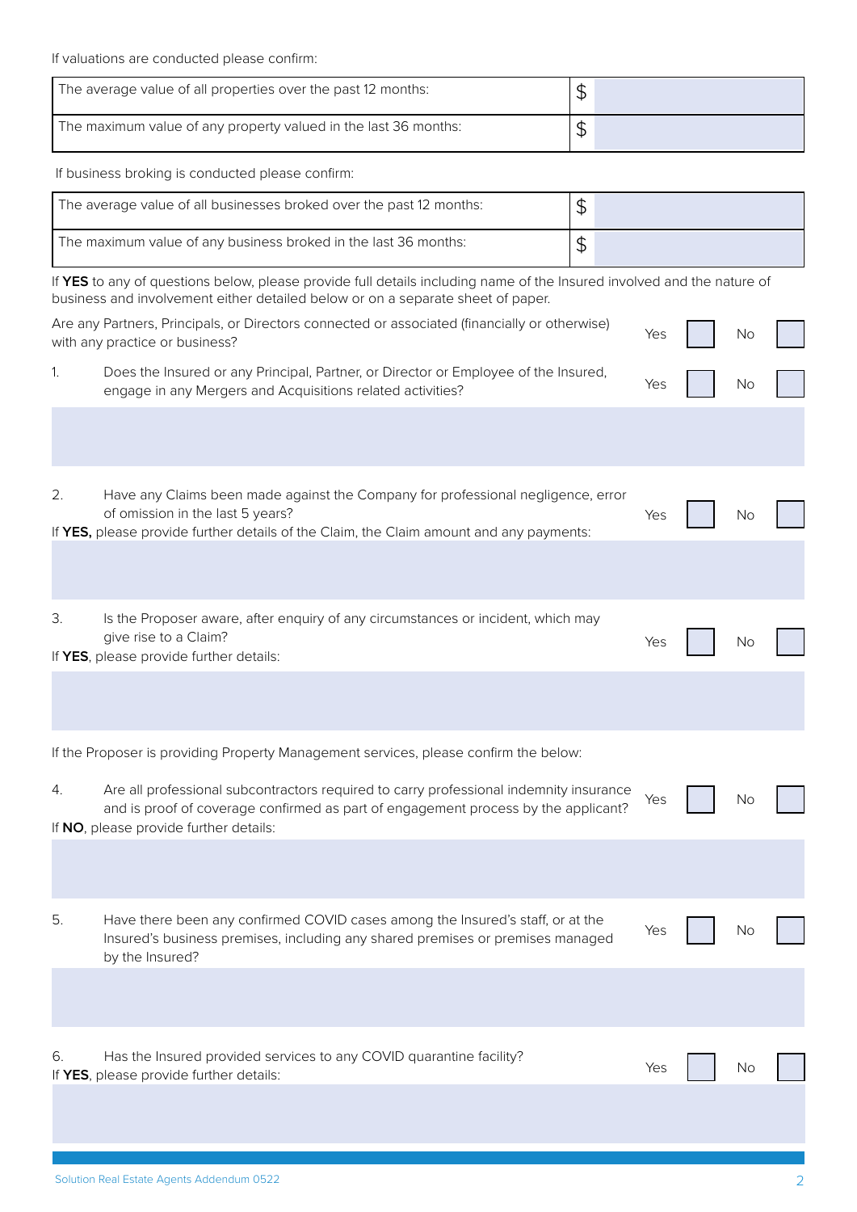If valuations are conducted please confirm:

| | |
|---|---|
| The average value of all properties over the past 12 months: | $ |
| The maximum value of any property valued in the last 36 months: | $ |

If business broking is conducted please confirm:

| | |
|---|---|
| The average value of all businesses broked over the past 12 months: | $ |
| The maximum value of any business broked in the last 36 months: | $ |

If **YES** to any of questions below, please provide full details including name of the Insured involved and the nature of business and involvement either detailed below or on a separate sheet of paper.

Are any Partners, Principals, or Directors connected or associated (financially or otherwise) with any practice or business? Yes ☐ No ☐

1. Does the Insured or any Principal, Partner, or Director or Employee of the Insured, engage in any Mergers and Acquisitions related activities? Yes ☐ No ☐

2. Have any Claims been made against the Company for professional negligence, error of omission in the last 5 years? Yes ☐ No ☐

If **YES,** please provide further details of the Claim, the Claim amount and any payments:

3. Is the Proposer aware, after enquiry of any circumstances or incident, which may give rise to a Claim? Yes ☐ No ☐

If **YES**, please provide further details:

If the Proposer is providing Property Management services, please confirm the below:

4. Are all professional subcontractors required to carry professional indemnity insurance and is proof of coverage confirmed as part of engagement process by the applicant? Yes ☐ No ☐

If **NO**, please provide further details:

5. Have there been any confirmed COVID cases among the Insured's staff, or at the Insured's business premises, including any shared premises or premises managed by the Insured? Yes ☐ No ☐

6. Has the Insured provided services to any COVID quarantine facility? Yes ☐ No ☐

If **YES**, please provide further details: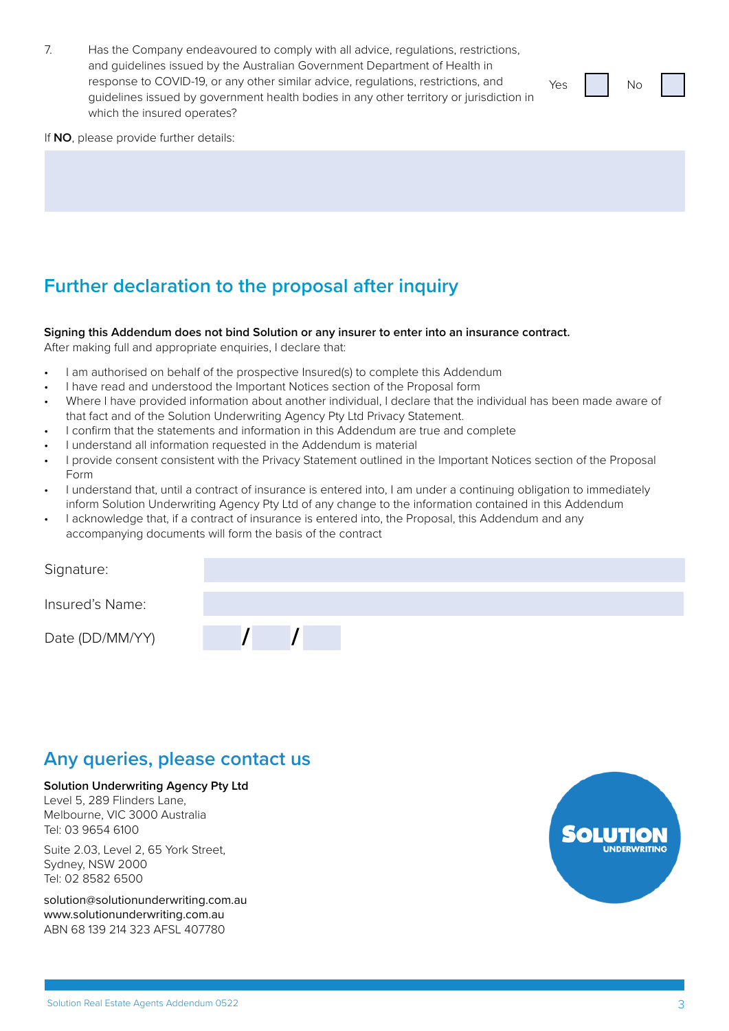7. Has the Company endeavoured to comply with all advice, regulations, restrictions, and guidelines issued by the Australian Government Department of Health in response to COVID-19, or any other similar advice, regulations, restrictions, and guidelines issued by government health bodies in any other territory or jurisdiction in which the insured operates? Yes ☐ No ☐

If **NO**, please provide further details:

## Further declaration to the proposal after inquiry

**Signing this Addendum does not bind Solution or any insurer to enter into an insurance contract.**
After making full and appropriate enquiries, I declare that:

- I am authorised on behalf of the prospective Insured(s) to complete this Addendum
- I have read and understood the Important Notices section of the Proposal form
- Where I have provided information about another individual, I declare that the individual has been made aware of that fact and of the Solution Underwriting Agency Pty Ltd Privacy Statement.
- I confirm that the statements and information in this Addendum are true and complete
- I understand all information requested in the Addendum is material
- I provide consent consistent with the Privacy Statement outlined in the Important Notices section of the Proposal Form
- I understand that, until a contract of insurance is entered into, I am under a continuing obligation to immediately inform Solution Underwriting Agency Pty Ltd of any change to the information contained in this Addendum
- I acknowledge that, if a contract of insurance is entered into, the Proposal, this Addendum and any accompanying documents will form the basis of the contract

Signature:

Insured's Name:

Date (DD/MM/YY) &nbsp;&nbsp; / &nbsp;&nbsp; /

## Any queries, please contact us

**Solution Underwriting Agency Pty Ltd**
Level 5, 289 Flinders Lane,
Melbourne, VIC 3000 Australia
Tel: 03 9654 6100

Suite 2.03, Level 2, 65 York Street,
Sydney, NSW 2000
Tel: 02 8582 6500

solution@solutionunderwriting.com.au
www.solutionunderwriting.com.au
ABN 68 139 214 323 AFSL 407780

SOLUTION UNDERWRITING